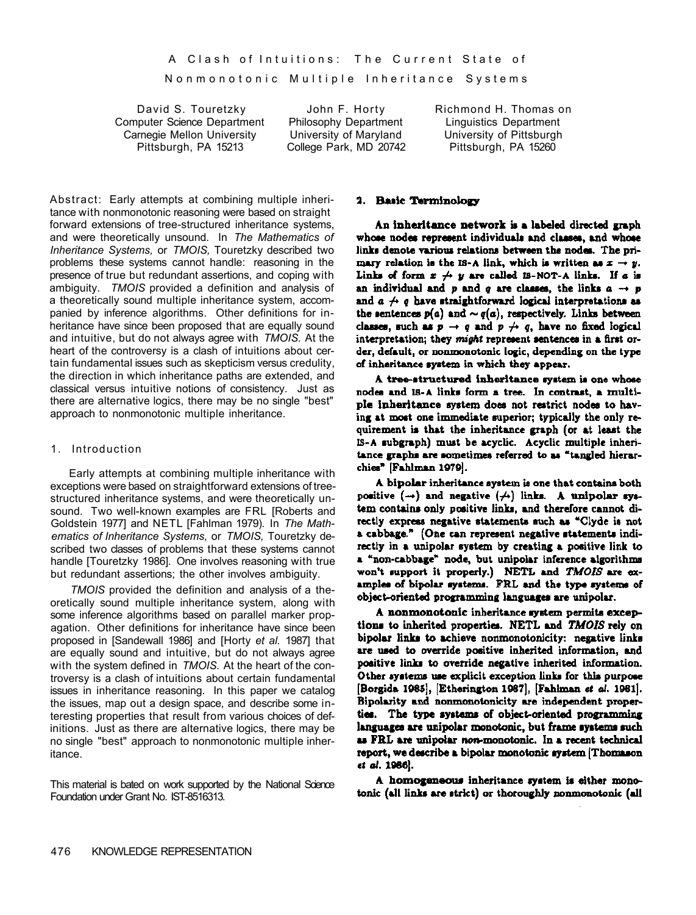# A Clash of Intuitions: The Current State of Nonmonotonic Multiple Inheritance Systems

David S. Touretzky
Computer Science Department
Carnegie Mellon University
Pittsburgh, PA 15213

John F. Horty
Philosophy Department
University of Maryland
College Park, MD 20742

Richmond H. Thomason
Linguistics Department
University of Pittsburgh
Pittsburgh, PA 15260

Abstract: Early attempts at combining multiple inheritance with nonmonotonic reasoning were based on straight forward extensions of tree-structured inheritance systems, and were theoretically unsound. In *The Mathematics of Inheritance Systems,* or *TMOIS,* Touretzky described two problems these systems cannot handle: reasoning in the presence of true but redundant assertions, and coping with ambiguity. *TMOIS* provided a definition and analysis of a theoretically sound multiple inheritance system, accompanied by inference algorithms. Other definitions for inheritance have since been proposed that are equally sound and intuitive, but do not always agree with *TMOIS.* At the heart of the controversy is a clash of intuitions about certain fundamental issues such as skepticism versus credulity, the direction in which inheritance paths are extended, and classical versus intuitive notions of consistency. Just as there are alternative logics, there may be no single "best" approach to nonmonotonic multiple inheritance.

## 1. Introduction

Early attempts at combining multiple inheritance with exceptions were based on straightforward extensions of tree-structured inheritance systems, and were theoretically unsound. Two well-known examples are FRL [Roberts and Goldstein 1977] and NETL [Fahlman 1979). In *The Mathematics of Inheritance Systems,* or *TMOIS,* Touretzky described two classes of problems that these systems cannot handle [Touretzky 1986]. One involves reasoning with true but redundant assertions; the other involves ambiguity.

*TMOIS* provided the definition and analysis of a theoretically sound multiple inheritance system, along with some inference algorithms based on parallel marker propagation. Other definitions for inheritance have since been proposed in [Sandewall 1986] and [Horty *et al.* 1987] that are equally sound and intuitive, but do not always agree with the system defined in *TMOIS.* At the heart of the controversy is a clash of intuitions about certain fundamental issues in inheritance reasoning. In this paper we catalog the issues, map out a design space, and describe some interesting properties that result from various choices of definitions. Just as there are alternative logics, there may be no single "best" approach to nonmonotonic multiple inheritance.

This material is bated on work supported by the National Science Foundation under Grant No. IST-8516313.

## 2. Basic Terminology

**An inheritance network** is a labeled directed graph whose nodes represent individuals and classes, and whose links denote various relations between the nodes. The primary relation is the IS-A link, which is written as $x \rightarrow y$. Links of form $x \not\rightarrow y$ are called IS-NOT-A links. If $a$ is an individual and $p$ and $q$ are classes, the links $a \rightarrow p$ and $a \not\rightarrow q$ have straightforward logical interpretations as the sentences $p(a)$ and $\sim q(a)$, respectively. Links between classes, such as $p \rightarrow q$ and $p \not\rightarrow q$, have no fixed logical interpretation; they *might* represent sentences in a first order, default, or nonmonotonic logic, depending on the type of inheritance system in which they appear.

**A tree-structured inheritance system** is one whose nodes and IS-A links form a tree. In contrast, a **multiple inheritance** system does not restrict nodes to having at most one immediate superior; typically the only requirement is that the inheritance graph (or at least the IS-A subgraph) must be acyclic. Acyclic multiple inheritance graphs are sometimes referred to as "tangled hierarchies" [Fahlman 1979].

**A bipolar inheritance** system is one that contains both positive ($\rightarrow$) and negative ($\not\rightarrow$) links. **A unipolar** system contains only positive links, and therefore cannot directly express negative statements such as "Clyde is not a cabbage." (One can represent negative statements indirectly in a unipolar system by creating a positive link to a "non-cabbage" node, but unipolar inference algorithms won't support it properly.) NETL and *TMOIS* are examples of bipolar systems. FRL and the type systems of object-oriented programming languages are unipolar.

**A nonmonotonic** inheritance system permits exceptions to inherited properties. NETL and *TMOIS* rely on bipolar links to achieve nonmonotonicity: negative links are used to override positive inherited information, and positive links to override negative inherited information. Other systems use explicit exception links for this purpose [Borgida 1985], [Etherington 1987], [Fahlman *et al.* 1981]. Bipolarity and nonmonotonicity are independent properties. The type systems of object-oriented programming languages are unipolar monotonic, but frame systems such as FRL are unipolar *non*-monotonic. In a recent technical report, we describe a bipolar monotonic system [Thomason *et al.* 1986].

**A homogeneous** inheritance system is either monotonic (all links are strict) or thoroughly nonmonotonic (all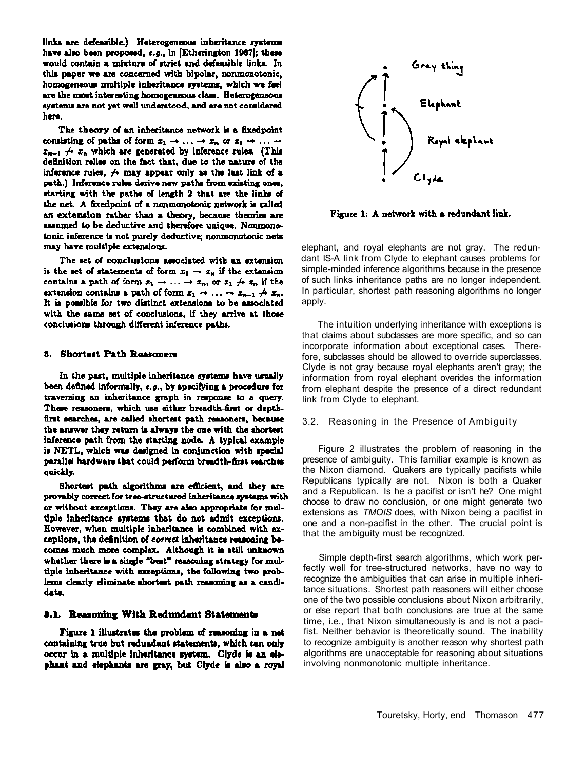links are defeasible.) Heterogeneous inheritance systems have also been proposed, *e.g.*, in [Etherington 1987]; these would contain a mixture of strict and defeasible links. In this paper we are concerned with bipolar, nonmonotonic, homogeneous multiple inheritance systems, which we feel are the most interesting homogeneous class. Heterogeneous systems are not yet well understood, and are not considered here.

The **theory** of an inheritance network is a fixedpoint consisting of paths of form $x_1 \rightarrow \ldots \rightarrow x_n$ or $x_1 \rightarrow \ldots \rightarrow x_{n-1} \not\rightarrow x_n$ which are generated by inference rules. (This definition relies on the fact that, due to the nature of the inference rules, $\not\rightarrow$ may appear only as the last link of a path.) Inference rules derive new paths from existing ones, starting with the paths of length 2 that are the links of the net. A fixedpoint of a nonmonotonic network is called an **extension** rather than a theory, because theories are assumed to be deductive and therefore unique. Nonmonotonic inference is not purely deductive; nonmonotonic nets may have multiple extensions.

The set of **conclusions** associated with an extension is the set of statements of form $x_1 \rightarrow x_n$ if the extension contains a path of form $x_1 \rightarrow \ldots \rightarrow x_n$, or $x_1 \not\rightarrow x_n$ if the extension contains a path of form $x_1 \rightarrow \ldots \rightarrow x_{n-1} \not\rightarrow x_n$. It is possible for two distinct extensions to be associated with the same set of conclusions, if they arrive at those conclusions through different inference paths.

## 3. Shortest Path Reasoners

In the past, multiple inheritance systems have usually been defined informally, *e.g.*, by specifying a procedure for traversing an inheritance graph in response to a query. These reasoners, which use either breadth-first or depth-first searches, are called shortest path reasoners, because the answer they return is always the one with the shortest inference path from the starting node. A typical example is NETL, which was designed in conjunction with special parallel hardware that could perform breadth-first searches quickly.

Shortest path algorithms are efficient, and they are provably correct for tree-structured inheritance systems with or without exceptions. They are also appropriate for multiple inheritance systems that do not admit exceptions. However, when multiple inheritance is combined with exceptions, the definition of *correct* inheritance reasoning becomes much more complex. Although it is still unknown whether there is a single "best" reasoning strategy for multiple inheritance with exceptions, the following two problems clearly eliminate shortest path reasoning as a candidate.

### 3.1. Reasoning With Redundant Statements

Figure 1 illustrates the problem of reasoning in a net containing true but redundant statements, which can only occur in a multiple inheritance system. Clyde is an elephant and elephants are gray, but Clyde is also a royal elephant, and royal elephants are not gray. The redundant IS-A link from Clyde to elephant causes problems for simple-minded inference algorithms because in the presence of such links inheritance paths are no longer independent. In particular, shortest path reasoning algorithms no longer apply.

Figure 1: A network with a redundant link.

The intuition underlying inheritance with exceptions is that claims about subclasses are more specific, and so can incorporate information about exceptional cases. Therefore, subclasses should be allowed to override superclasses. Clyde is not gray because royal elephants aren't gray; the information from royal elephant overides the information from elephant despite the presence of a direct redundant link from Clyde to elephant.

### 3.2. Reasoning in the Presence of Ambiguity

Figure 2 illustrates the problem of reasoning in the presence of ambiguity. This familiar example is known as the Nixon diamond. Quakers are typically pacifists while Republicans typically are not. Nixon is both a Quaker and a Republican. Is he a pacifist or isn't he? One might choose to draw no conclusion, or one might generate two extensions as *TMOIS* does, with Nixon being a pacifist in one and a non-pacifist in the other. The crucial point is that the ambiguity must be recognized.

Simple depth-first search algorithms, which work perfectly well for tree-structured networks, have no way to recognize the ambiguities that can arise in multiple inheritance situations. Shortest path reasoners will either choose one of the two possible conclusions about Nixon arbitrarily, or else report that both conclusions are true at the same time, i.e., that Nixon simultaneously is and is not a pacifist. Neither behavior is theoretically sound. The inability to recognize ambiguity is another reason why shortest path algorithms are unacceptable for reasoning about situations involving nonmonotonic multiple inheritance.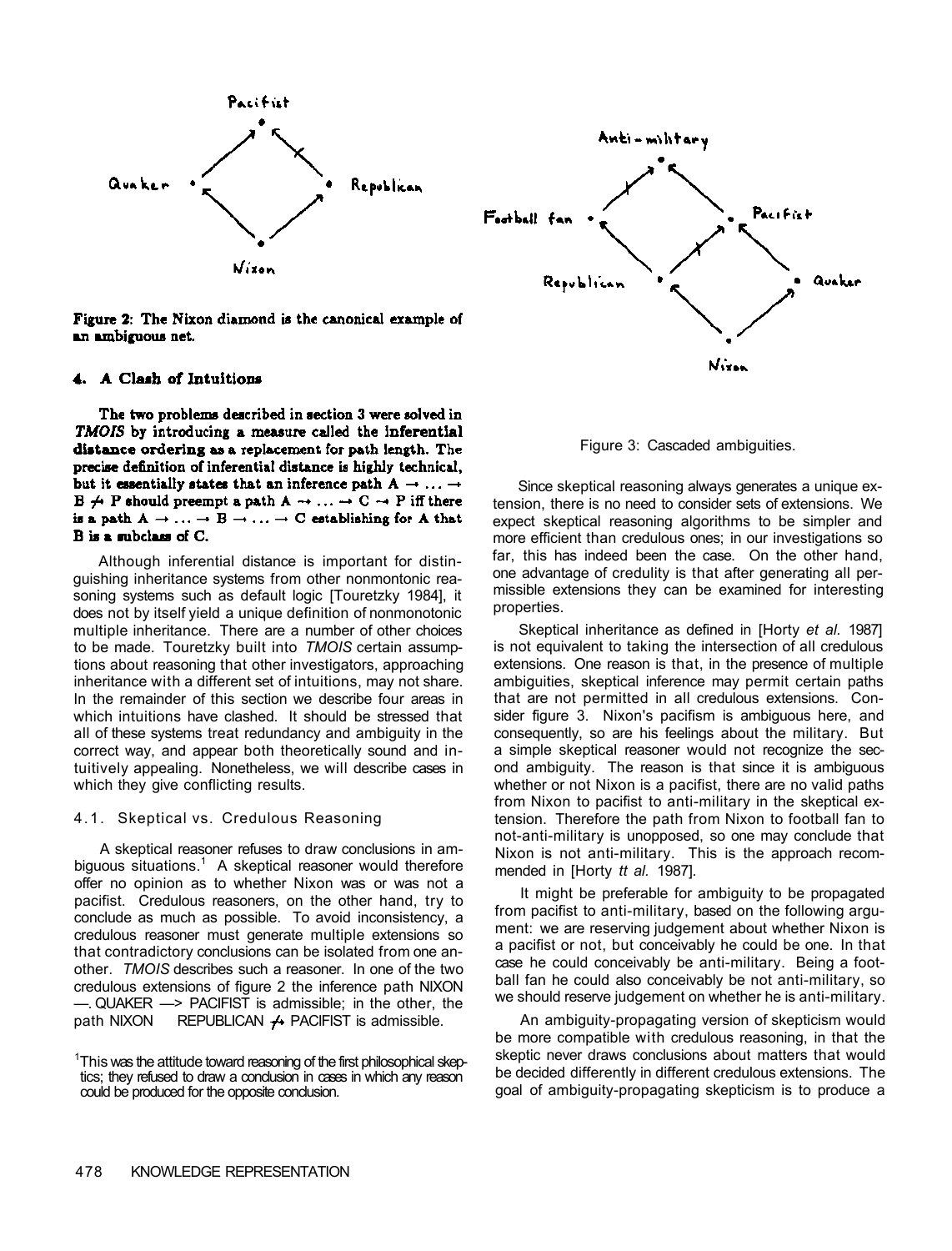Figure 2: The Nixon diamond is the canonical example of an ambiguous net.

## 4. A Clash of Intuitions

The two problems described in section 3 were solved in *TMOIS* by introducing a measure called the **inferential distance ordering** as a replacement for path length. The precise definition of inferential distance is highly technical, but it essentially states that an inference path $A \rightarrow \ldots \rightarrow B \not\rightarrow P$ should preempt a path $A \rightarrow \ldots \rightarrow C \rightarrow P$ iff there is a path $A \rightarrow \ldots \rightarrow B \rightarrow \ldots \rightarrow C$ establishing for A that B is a subclass of C.

Although inferential distance is important for distinguishing inheritance systems from other nonmontonic reasoning systems such as default logic [Touretzky 1984], it does not by itself yield a unique definition of nonmonotonic multiple inheritance. There are a number of other choices to be made. Touretzky built into *TMOIS* certain assumptions about reasoning that other investigators, approaching inheritance with a different set of intuitions, may not share. In the remainder of this section we describe four areas in which intuitions have clashed. It should be stressed that all of these systems treat redundancy and ambiguity in the correct way, and appear both theoretically sound and intuitively appealing. Nonetheless, we will describe cases in which they give conflicting results.

### 4.1. Skeptical vs. Credulous Reasoning

A skeptical reasoner refuses to draw conclusions in ambiguous situations.[1] A skeptical reasoner would therefore offer no opinion as to whether Nixon was or was not a pacifist. Credulous reasoners, on the other hand, try to conclude as much as possible. To avoid inconsistency, a credulous reasoner must generate multiple extensions so that contradictory conclusions can be isolated from one another. *TMOIS* describes such a reasoner. In one of the two credulous extensions of figure 2 the inference path NIXON —. QUAKER —> PACIFIST is admissible; in the other, the path NIXON REPUBLICAN $\not\rightarrow$ PACIFIST is admissible.

[1]This was the attitude toward reasoning of the first philosophical skeptics; they refused to draw a conclusion in cases in which any reason could be produced for the opposite conclusion.

Figure 3: Cascaded ambiguities.

Since skeptical reasoning always generates a unique extension, there is no need to consider sets of extensions. We expect skeptical reasoning algorithms to be simpler and more efficient than credulous ones; in our investigations so far, this has indeed been the case. On the other hand, one advantage of credulity is that after generating all permissible extensions they can be examined for interesting properties.

Skeptical inheritance as defined in [Horty *et al.* 1987] is not equivalent to taking the intersection of all credulous extensions. One reason is that, in the presence of multiple ambiguities, skeptical inference may permit certain paths that are not permitted in all credulous extensions. Consider figure 3. Nixon's pacifism is ambiguous here, and consequently, so are his feelings about the military. But a simple skeptical reasoner would not recognize the second ambiguity. The reason is that since it is ambiguous whether or not Nixon is a pacifist, there are no valid paths from Nixon to pacifist to anti-military in the skeptical extension. Therefore the path from Nixon to football fan to not-anti-military is unopposed, so one may conclude that Nixon is not anti-military. This is the approach recommended in [Horty *tt al.* 1987].

It might be preferable for ambiguity to be propagated from pacifist to anti-military, based on the following argument: we are reserving judgement about whether Nixon is a pacifist or not, but conceivably he could be one. In that case he could conceivably be anti-military. Being a football fan he could also conceivably be not anti-military, so we should reserve judgement on whether he is anti-military.

An ambiguity-propagating version of skepticism would be more compatible with credulous reasoning, in that the skeptic never draws conclusions about matters that would be decided differently in different credulous extensions. The goal of ambiguity-propagating skepticism is to produce a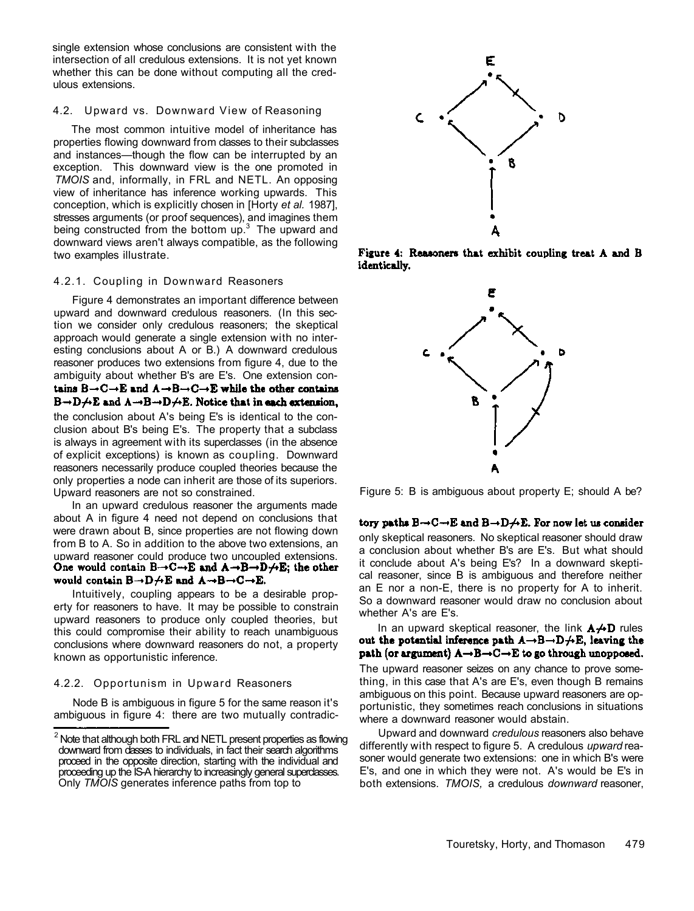single extension whose conclusions are consistent with the intersection of all credulous extensions. It is not yet known whether this can be done without computing all the credulous extensions.

### 4.2. Upward vs. Downward View of Reasoning

The most common intuitive model of inheritance has properties flowing downward from classes to their subclasses and instances—though the flow can be interrupted by an exception. This downward view is the one promoted in *TMOIS* and, informally, in FRL and NETL. An opposing view of inheritance has inference working upwards. This conception, which is explicitly chosen in [Horty *et al.* 1987], stresses arguments (or proof sequences), and imagines them being constructed from the bottom up.[3] The upward and downward views aren't always compatible, as the following two examples illustrate.

#### 4.2.1. Coupling in Downward Reasoners

Figure 4 demonstrates an important difference between upward and downward credulous reasoners. (In this section we consider only credulous reasoners; the skeptical approach would generate a single extension with no interesting conclusions about A or B.) A downward credulous reasoner produces two extensions from figure 4, due to the ambiguity about whether B's are E's. One extension contains $B \rightarrow C \rightarrow E$ and $A \rightarrow B \rightarrow C \rightarrow E$ while the other contains $B \rightarrow D \not\rightarrow E$ and $A \rightarrow B \rightarrow D \not\rightarrow E$. Notice that in each extension, the conclusion about A's being E's is identical to the conclusion about B's being E's. The property that a subclass is always in agreement with its superclasses (in the absence of explicit exceptions) is known as coupling. Downward reasoners necessarily produce coupled theories because the only properties a node can inherit are those of its superiors. Upward reasoners are not so constrained.

In an upward credulous reasoner the arguments made about A in figure 4 need not depend on conclusions that were drawn about B, since properties are not flowing down from B to A. So in addition to the above two extensions, an upward reasoner could produce two uncoupled extensions. One would contain $B \rightarrow C \rightarrow E$ and $A \rightarrow B \rightarrow D \not\rightarrow E$; the other would contain $B \rightarrow D \not\rightarrow E$ and $A \rightarrow B \rightarrow C \rightarrow E$.

Intuitively, coupling appears to be a desirable property for reasoners to have. It may be possible to constrain upward reasoners to produce only coupled theories, but this could compromise their ability to reach unambiguous conclusions where downward reasoners do not, a property known as opportunistic inference.

#### 4.2.2. Opportunism in Upward Reasoners

Node B is ambiguous in figure 5 for the same reason it's ambiguous in figure 4: there are two mutually contradictory paths $B \rightarrow C \rightarrow E$ and $B \rightarrow D \not\rightarrow E$. For now let us consider only skeptical reasoners. No skeptical reasoner should draw a conclusion about whether B's are E's. But what should it conclude about A's being E's? In a downward skeptical reasoner, since B is ambiguous and therefore neither an E nor a non-E, there is no property for A to inherit. So a downward reasoner would draw no conclusion about whether A's are E's.

In an upward skeptical reasoner, the link $A \not\rightarrow D$ rules out the potential inference path $A \rightarrow B \rightarrow D \not\rightarrow E$, leaving the path (or argument) $A \rightarrow B \rightarrow C \rightarrow E$ to go through unopposed. The upward reasoner seizes on any chance to prove something, in this case that A's are E's, even though B remains ambiguous on this point. Because upward reasoners are opportunistic, they sometimes reach conclusions in situations where a downward reasoner would abstain.

Upward and downward *credulous* reasoners also behave differently with respect to figure 5. A credulous *upward* reasoner would generate two extensions: one in which B's were E's, and one in which they were not. A's would be E's in both extensions. *TMOIS,* a credulous *downward* reasoner,

Figure 4: Reasoners that exhibit coupling treat A and B identically.

Figure 5: B is ambiguous about property E; should A be?

[2] Note that although both FRL and NETL present properties as flowing downward from classes to individuals, in fact their search algorithms proceed in the opposite direction, starting with the individual and proceeding up the IS-A hierarchy to increasingly general superclasses. Only *TMOIS* generates inference paths from top to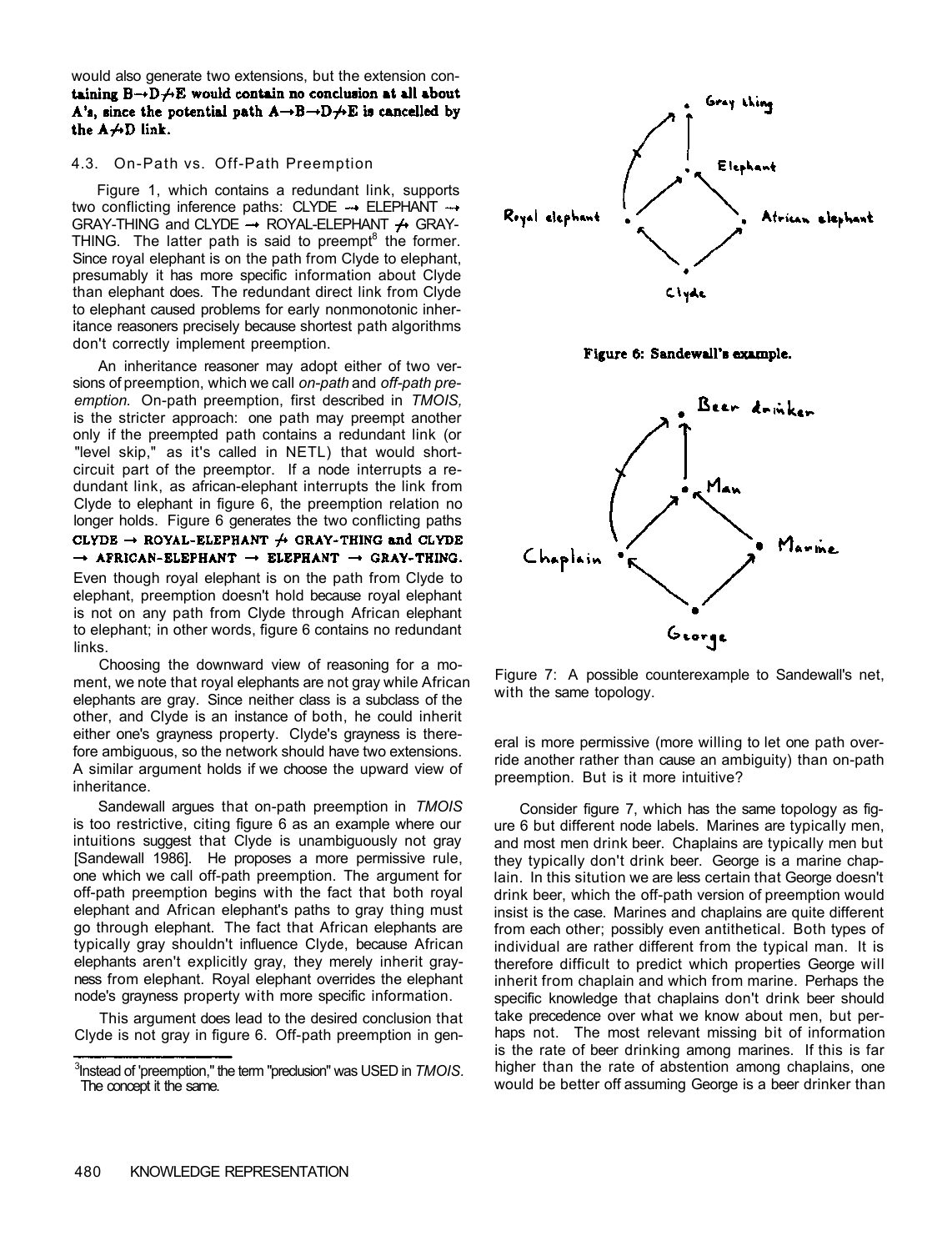would also generate two extensions, but the extension containing $B \rightarrow D \not\rightarrow E$ would contain no conclusion at all about A's, since the potential path $A \rightarrow B \rightarrow D \not\rightarrow E$ is cancelled by the $A \not\rightarrow D$ link.

### 4.3. On-Path vs. Off-Path Preemption

Figure 1, which contains a redundant link, supports two conflicting inference paths: CLYDE → ELEPHANT → GRAY-THING and CLYDE → ROYAL-ELEPHANT ↛ GRAY-THING. The latter path is said to preempt[8] the former. Since royal elephant is on the path from Clyde to elephant, presumably it has more specific information about Clyde than elephant does. The redundant direct link from Clyde to elephant caused problems for early nonmonotonic inheritance reasoners precisely because shortest path algorithms don't correctly implement preemption.

An inheritance reasoner may adopt either of two versions of preemption, which we call *on-path* and *off-path preemption*. On-path preemption, first described in *TMOIS*, is the stricter approach: one path may preempt another only if the preempted path contains a redundant link (or "level skip," as it's called in NETL) that would short-circuit part of the preemptor. If a node interrupts a redundant link, as african-elephant interrupts the link from Clyde to elephant in figure 6, the preemption relation no longer holds. Figure 6 generates the two conflicting paths CLYDE → ROYAL-ELEPHANT ↛ GRAY-THING and CLYDE → AFRICAN-ELEPHANT → ELEPHANT → GRAY-THING. Even though royal elephant is on the path from Clyde to elephant, preemption doesn't hold because royal elephant is not on any path from Clyde through African elephant to elephant; in other words, figure 6 contains no redundant links.

Choosing the downward view of reasoning for a moment, we note that royal elephants are not gray while African elephants are gray. Since neither class is a subclass of the other, and Clyde is an instance of both, he could inherit either one's grayness property. Clyde's grayness is therefore ambiguous, so the network should have two extensions. A similar argument holds if we choose the upward view of inheritance.

Sandewall argues that on-path preemption in *TMOIS* is too restrictive, citing figure 6 as an example where our intuitions suggest that Clyde is unambiguously not gray [Sandewall 1986]. He proposes a more permissive rule, one which we call off-path preemption. The argument for off-path preemption begins with the fact that both royal elephant and African elephant's paths to gray thing must go through elephant. The fact that African elephants are typically gray shouldn't influence Clyde, because African elephants aren't explicitly gray, they merely inherit grayness from elephant. Royal elephant overrides the elephant node's grayness property with more specific information.

This argument does lead to the desired conclusion that Clyde is not gray in figure 6. Off-path preemption in general is more permissive (more willing to let one path override another rather than cause an ambiguity) than on-path preemption. But is it more intuitive?

[3]Instead of 'preemption," the term "preclusion" was USED in *TMOIS*. The concept it the same.

Figure 6: Sandewall's example.

Figure 7: A possible counterexample to Sandewall's net, with the same topology.

Consider figure 7, which has the same topology as figure 6 but different node labels. Marines are typically men, and most men drink beer. Chaplains are typically men but they typically don't drink beer. George is a marine chaplain. In this sitution we are less certain that George doesn't drink beer, which the off-path version of preemption would insist is the case. Marines and chaplains are quite different from each other; possibly even antithetical. Both types of individual are rather different from the typical man. It is therefore difficult to predict which properties George will inherit from chaplain and which from marine. Perhaps the specific knowledge that chaplains don't drink beer should take precedence over what we know about men, but perhaps not. The most relevant missing bit of information is the rate of beer drinking among marines. If this is far higher than the rate of abstention among chaplains, one would be better off assuming George is a beer drinker than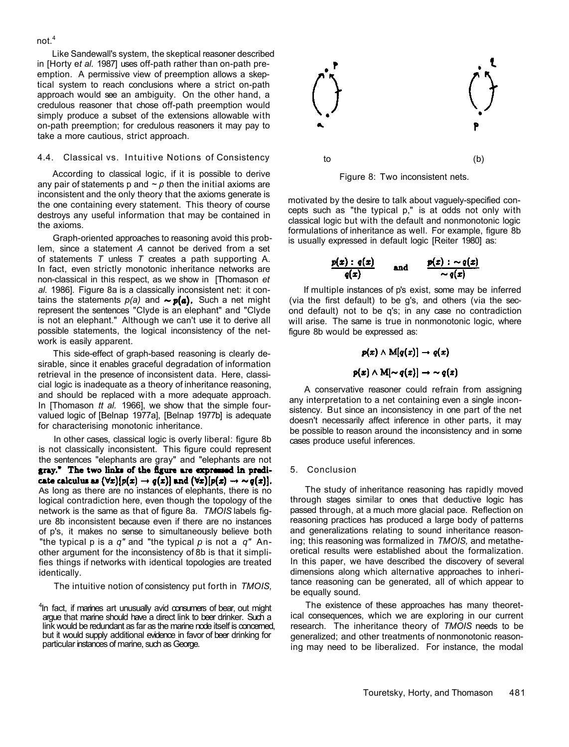not.[4]

Like Sandewall's system, the skeptical reasoner described in [Horty et al. 1987] uses off-path rather than on-path preemption. A permissive view of preemption allows a skeptical system to reach conclusions where a strict on-path approach would see an ambiguity. On the other hand, a credulous reasoner that chose off-path preemption would simply produce a subset of the extensions allowable with on-path preemption; for credulous reasoners it may pay to take a more cautious, strict approach.

### 4.4. Classical vs. Intuitive Notions of Consistency

According to classical logic, if it is possible to derive any pair of statements p and ~ p then the initial axioms are inconsistent and the only theory that the axioms generate is the one containing every statement. This theory of course destroys any useful information that may be contained in the axioms.

Graph-oriented approaches to reasoning avoid this problem, since a statement *A* cannot be derived from a set of statements *T* unless *T* creates a path supporting A. In fact, even strictly monotonic inheritance networks are non-classical in this respect, as we show in [Thomason *et al.* 1986]. Figure 8a is a classically inconsistent net: it contains the statements $p(a)$ and $\sim p(a)$. Such a net might represent the sentences "Clyde is an elephant" and "Clyde is not an elephant." Although we can't use it to derive all possible statements, the logical inconsistency of the network is easily apparent.

This side-effect of graph-based reasoning is clearly desirable, since it enables graceful degradation of information retrieval in the presence of inconsistent data. Here, classical logic is inadequate as a theory of inheritance reasoning, and should be replaced with a more adequate approach. In [Thomason *tt al.* 1966], we show that the simple four-valued logic of [Belnap 1977a], [Belnap 1977b] is adequate for characterising monotonic inheritance.

In other cases, classical logic is overly liberal: figure 8b is not classically inconsistent. This figure could represent the sentences "elephants are gray" and "elephants are not gray." **The two links of the figure are expressed in predicate calculus as** $(\forall x)[p(x) \rightarrow q(x)]$ **and** $(\forall x)[p(x) \rightarrow \sim q(x)]$. As long as there are no instances of elephants, there is no logical contradiction here, even though the topology of the network is the same as that of figure 8a. *TMOIS* labels figure 8b inconsistent because even if there are no instances of p's, it makes no sense to simultaneously believe both "the typical p is a *q"* and "the typical *p* is not a *q"* Another argument for the inconsistency of 8b is that it simplifies things if networks with identical topologies are treated identically.

The intuitive notion of consistency put forth in *TMOIS,* motivated by the desire to talk about vaguely-specified concepts such as "the typical p," is at odds not only with classical logic but with the default and nonmonotonic logic formulations of inheritance as well. For example, figure 8b is usually expressed in default logic [Reiter 1980] as:

$$\frac{p(x) : q(x)}{q(x)} \quad \text{and} \quad \frac{p(x) : \sim q(x)}{\sim q(x)}$$

If multiple instances of p's exist, some may be inferred (via the first default) to be g's, and others (via the second default) not to be q's; in any case no contradiction will arise. The same is true in nonmonotonic logic, where figure 8b would be expressed as:

$$p(x) \wedge \mathrm{M}[q(x)] \rightarrow q(x)$$

$$p(x) \wedge \mathrm{M}[\sim q(x)] \rightarrow \sim q(x)$$

A conservative reasoner could refrain from assigning any interpretation to a net containing even a single inconsistency. But since an inconsistency in one part of the net doesn't necessarily affect inference in other parts, it may be possible to reason around the inconsistency and in some cases produce useful inferences.

Figure 8: Two inconsistent nets.

## 5. Conclusion

The study of inheritance reasoning has rapidly moved through stages similar to ones that deductive logic has passed through, at a much more glacial pace. Reflection on reasoning practices has produced a large body of patterns and generalizations relating to sound inheritance reasoning; this reasoning was formalized in *TMOIS,* and metatheoretical results were established about the formalization. In this paper, we have described the discovery of several dimensions along which alternative approaches to inheritance reasoning can be generated, all of which appear to be equally sound.

The existence of these approaches has many theoretical consequences, which we are exploring in our current research. The inheritance theory of *TMOIS* needs to be generalized; and other treatments of nonmonotonic reasoning may need to be liberalized. For instance, the modal

[4] In fact, if marines art unusually avid consumers of bear, out might argue that marine should have a direct link to beer drinker. Such a link would be redundant as far as the marine node itself is concerned, but it would supply additional evidence in favor of beer drinking for particular instances of marine, such as George.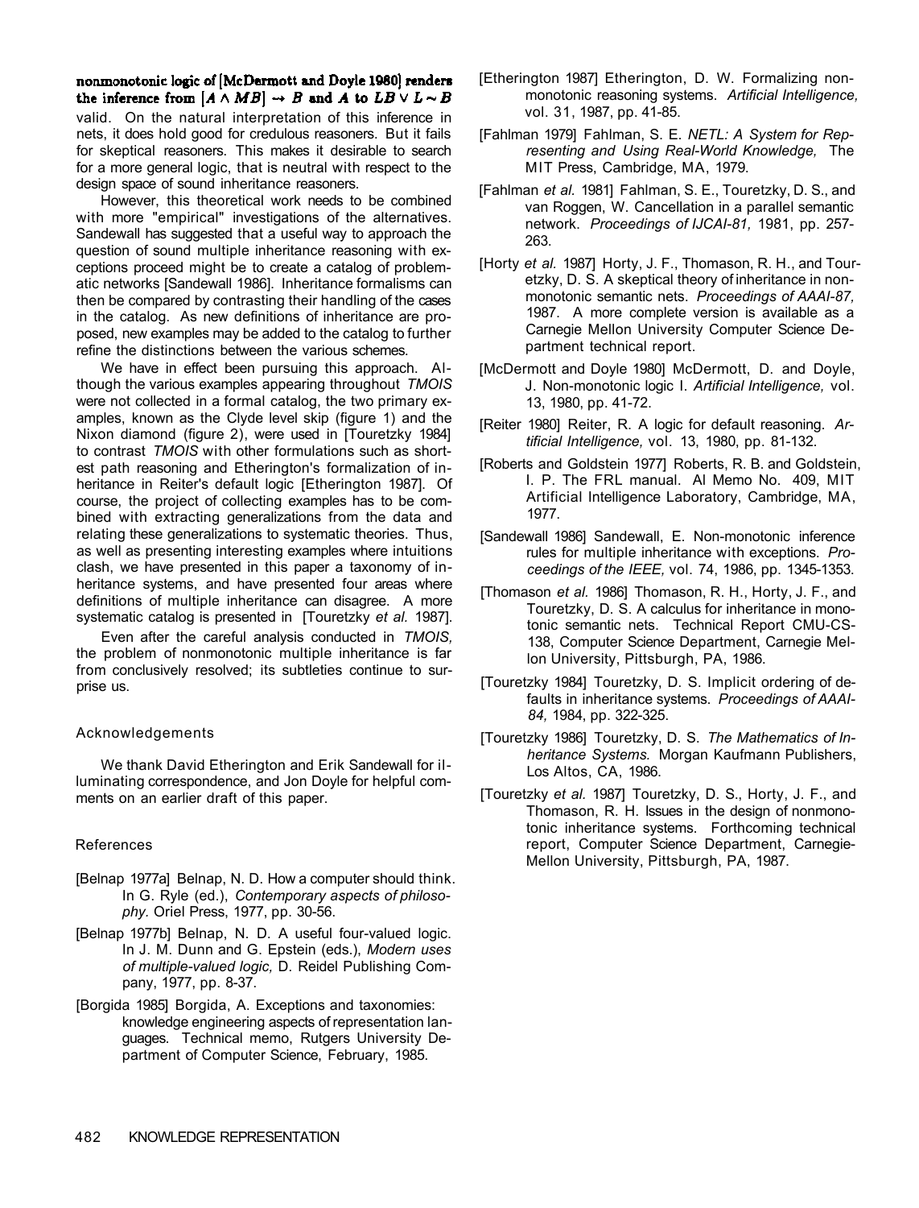nonmonotonic logic of [McDermott and Doyle 1980] renders the inference from $[A \wedge MB] \rightarrow B$ and $A$ to $LB \vee L \sim B$ valid. On the natural interpretation of this inference in nets, it does hold good for credulous reasoners. But it fails for skeptical reasoners. This makes it desirable to search for a more general logic, that is neutral with respect to the design space of sound inheritance reasoners.

However, this theoretical work needs to be combined with more "empirical" investigations of the alternatives. Sandewall has suggested that a useful way to approach the question of sound multiple inheritance reasoning with exceptions proceed might be to create a catalog of problematic networks [Sandewall 1986]. Inheritance formalisms can then be compared by contrasting their handling of the cases in the catalog. As new definitions of inheritance are proposed, new examples may be added to the catalog to further refine the distinctions between the various schemes.

We have in effect been pursuing this approach. Although the various examples appearing throughout *TMOIS* were not collected in a formal catalog, the two primary examples, known as the Clyde level skip (figure 1) and the Nixon diamond (figure 2), were used in [Touretzky 1984] to contrast *TMOIS* with other formulations such as shortest path reasoning and Etherington's formalization of inheritance in Reiter's default logic [Etherington 1987]. Of course, the project of collecting examples has to be combined with extracting generalizations from the data and relating these generalizations to systematic theories. Thus, as well as presenting interesting examples where intuitions clash, we have presented in this paper a taxonomy of inheritance systems, and have presented four areas where definitions of multiple inheritance can disagree. A more systematic catalog is presented in [Touretzky *et al.* 1987].

Even after the careful analysis conducted in *TMOIS,* the problem of nonmonotonic multiple inheritance is far from conclusively resolved; its subtleties continue to surprise us.

## Acknowledgements

We thank David Etherington and Erik Sandewall for illuminating correspondence, and Jon Doyle for helpful comments on an earlier draft of this paper.

## References

[Belnap 1977a] Belnap, N. D. How a computer should think. In G. Ryle (ed.), *Contemporary aspects of philosophy.* Oriel Press, 1977, pp. 30-56.

[Belnap 1977b] Belnap, N. D. A useful four-valued logic. In J. M. Dunn and G. Epstein (eds.), *Modern uses of multiple-valued logic,* D. Reidel Publishing Company, 1977, pp. 8-37.

[Borgida 1985] Borgida, A. Exceptions and taxonomies: knowledge engineering aspects of representation languages. Technical memo, Rutgers University Department of Computer Science, February, 1985.

[Etherington 1987] Etherington, D. W. Formalizing nonmonotonic reasoning systems. *Artificial Intelligence,* vol. 31, 1987, pp. 41-85.

[Fahlman 1979] Fahlman, S. E. *NETL: A System for Representing and Using Real-World Knowledge,* The MIT Press, Cambridge, MA, 1979.

[Fahlman *et al.* 1981] Fahlman, S. E., Touretzky, D. S., and van Roggen, W. Cancellation in a parallel semantic network. *Proceedings of IJCAI-81,* 1981, pp. 257-263.

[Horty *et al.* 1987] Horty, J. F., Thomason, R. H., and Touretzky, D. S. A skeptical theory of inheritance in nonmonotonic semantic nets. *Proceedings of AAAI-87,* 1987. A more complete version is available as a Carnegie Mellon University Computer Science Department technical report.

[McDermott and Doyle 1980] McDermott, D. and Doyle, J. Non-monotonic logic I. *Artificial Intelligence,* vol. 13, 1980, pp. 41-72.

[Reiter 1980] Reiter, R. A logic for default reasoning. *Artificial Intelligence,* vol. 13, 1980, pp. 81-132.

[Roberts and Goldstein 1977] Roberts, R. B. and Goldstein, I. P. The FRL manual. AI Memo No. 409, MIT Artificial Intelligence Laboratory, Cambridge, MA, 1977.

[Sandewall 1986] Sandewall, E. Non-monotonic inference rules for multiple inheritance with exceptions. *Proceedings of the IEEE,* vol. 74, 1986, pp. 1345-1353.

[Thomason *et al.* 1986] Thomason, R. H., Horty, J. F., and Touretzky, D. S. A calculus for inheritance in monotonic semantic nets. Technical Report CMU-CS-138, Computer Science Department, Carnegie Mellon University, Pittsburgh, PA, 1986.

[Touretzky 1984] Touretzky, D. S. Implicit ordering of defaults in inheritance systems. *Proceedings of AAAI-84,* 1984, pp. 322-325.

[Touretzky 1986] Touretzky, D. S. *The Mathematics of Inheritance Systems.* Morgan Kaufmann Publishers, Los Altos, CA, 1986.

[Touretzky *et al.* 1987] Touretzky, D. S., Horty, J. F., and Thomason, R. H. Issues in the design of nonmonotonic inheritance systems. Forthcoming technical report, Computer Science Department, Carnegie-Mellon University, Pittsburgh, PA, 1987.